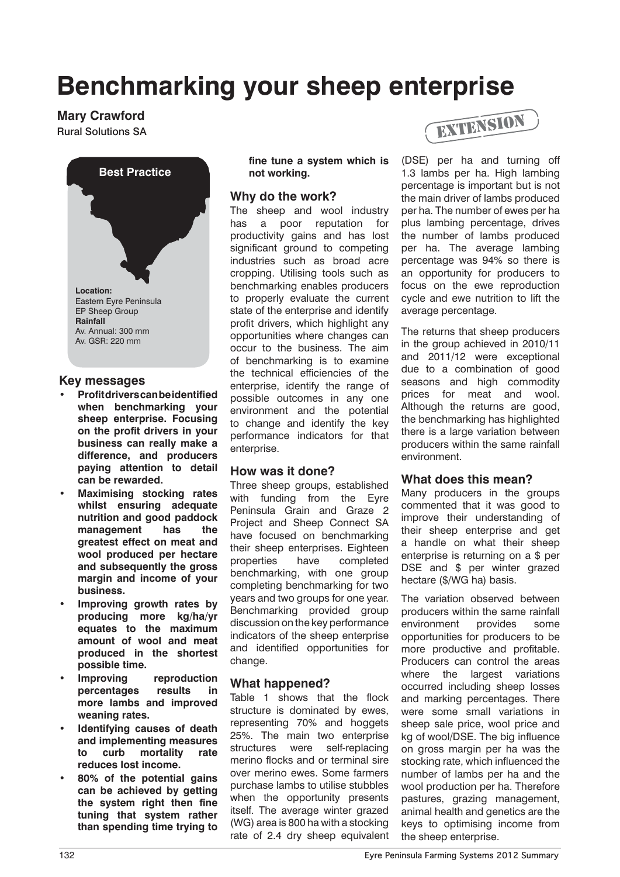# Benchmarking your sheep enterprise

**Mary Crawford**

Rural Solutions SA

EXTENSION

**Best Practice**

**Location:**
Eastern Eyre Peninsula
EP Sheep Group
**Rainfall**
Av. Annual: 300 mm
Av. GSR: 220 mm

## Key messages

- **Profit drivers can be identified when benchmarking your sheep enterprise. Focusing on the profit drivers in your business can really make a difference, and producers paying attention to detail can be rewarded.**
- **Maximising stocking rates whilst ensuring adequate nutrition and good paddock management has the greatest effect on meat and wool produced per hectare and subsequently the gross margin and income of your business.**
- **Improving growth rates by producing more kg/ha/yr equates to the maximum amount of wool and meat produced in the shortest possible time.**
- **Improving reproduction percentages results in more lambs and improved weaning rates.**
- **Identifying causes of death and implementing measures to curb mortality rate reduces lost income.**
- **80% of the potential gains can be achieved by getting the system right then fine tuning that system rather than spending time trying to fine tune a system which is not working.**

## Why do the work?

The sheep and wool industry has a poor reputation for productivity gains and has lost significant ground to competing industries such as broad acre cropping. Utilising tools such as benchmarking enables producers to properly evaluate the current state of the enterprise and identify profit drivers, which highlight any opportunities where changes can occur to the business. The aim of benchmarking is to examine the technical efficiencies of the enterprise, identify the range of possible outcomes in any one environment and the potential to change and identify the key performance indicators for that enterprise.

## How was it done?

Three sheep groups, established with funding from the Eyre Peninsula Grain and Graze 2 Project and Sheep Connect SA have focused on benchmarking their sheep enterprises. Eighteen properties have completed benchmarking, with one group completing benchmarking for two years and two groups for one year. Benchmarking provided group discussion on the key performance indicators of the sheep enterprise and identified opportunities for change.

## What happened?

Table 1 shows that the flock structure is dominated by ewes, representing 70% and hoggets 25%. The main two enterprise structures were self-replacing merino flocks and or terminal sire over merino ewes. Some farmers purchase lambs to utilise stubbles when the opportunity presents itself. The average winter grazed (WG) area is 800 ha with a stocking rate of 2.4 dry sheep equivalent (DSE) per ha and turning off 1.3 lambs per ha. High lambing percentage is important but is not the main driver of lambs produced per ha. The number of ewes per ha plus lambing percentage, drives the number of lambs produced per ha. The average lambing percentage was 94% so there is an opportunity for producers to focus on the ewe reproduction cycle and ewe nutrition to lift the average percentage.

The returns that sheep producers in the group achieved in 2010/11 and 2011/12 were exceptional due to a combination of good seasons and high commodity prices for meat and wool. Although the returns are good, the benchmarking has highlighted there is a large variation between producers within the same rainfall environment.

## What does this mean?

Many producers in the groups commented that it was good to improve their understanding of their sheep enterprise and get a handle on what their sheep enterprise is returning on a $ per DSE and $ per winter grazed hectare ($/WG ha) basis.

The variation observed between producers within the same rainfall environment provides some opportunities for producers to be more productive and profitable. Producers can control the areas where the largest variations occurred including sheep losses and marking percentages. There were some small variations in sheep sale price, wool price and kg of wool/DSE. The big influence on gross margin per ha was the stocking rate, which influenced the number of lambs per ha and the wool production per ha. Therefore pastures, grazing management, animal health and genetics are the keys to optimising income from the sheep enterprise.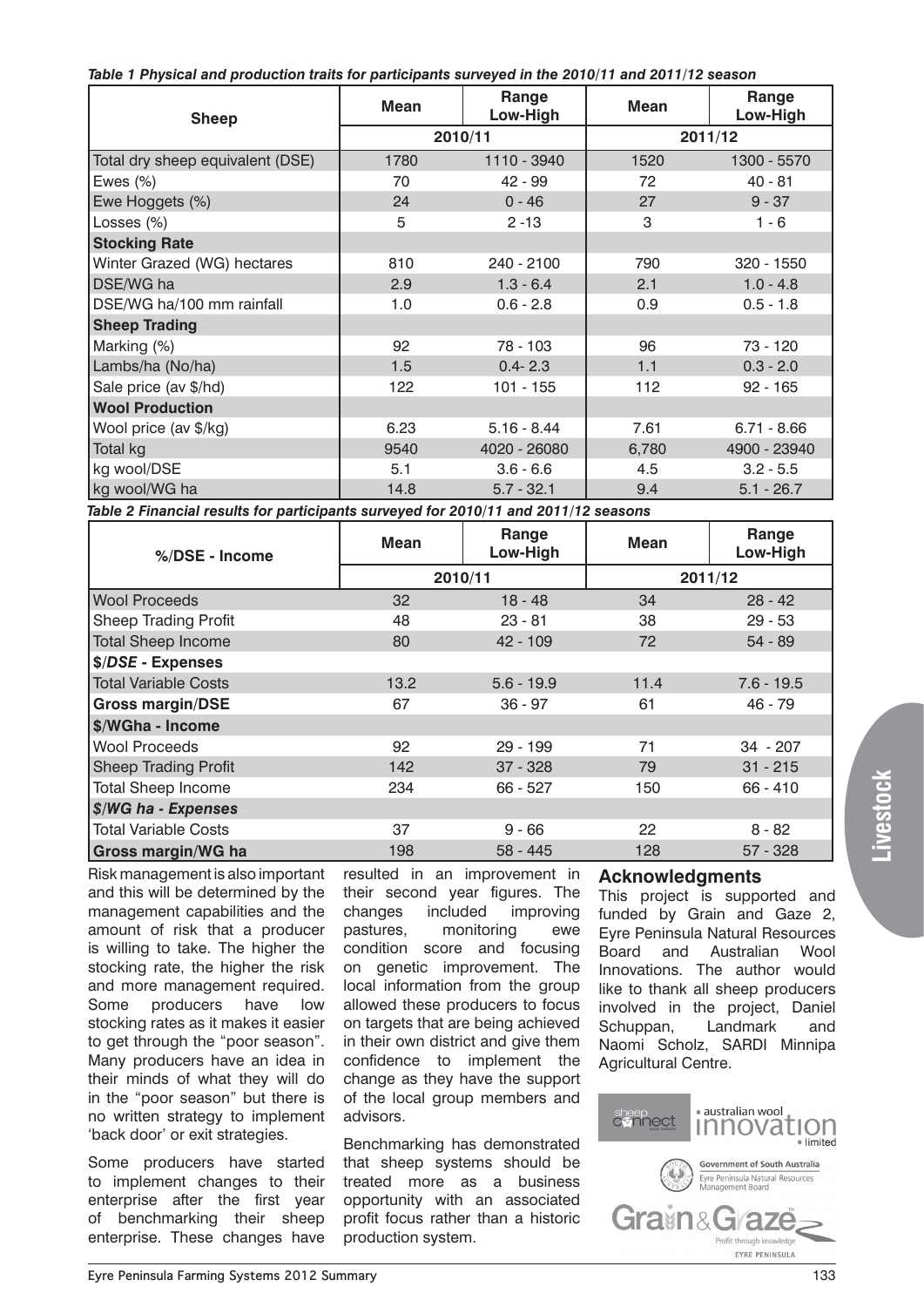*Table 1 Physical and production traits for participants surveyed in the 2010/11 and 2011/12 season*

| Sheep | Mean | Range Low-High | Mean | Range Low-High |
|---|---|---|---|---|
| | 2010/11 | | 2011/12 | |
| Total dry sheep equivalent (DSE) | 1780 | 1110 - 3940 | 1520 | 1300 - 5570 |
| Ewes (%) | 70 | 42 - 99 | 72 | 40 - 81 |
| Ewe Hoggets (%) | 24 | 0 - 46 | 27 | 9 - 37 |
| Losses (%) | 5 | 2 -13 | 3 | 1 - 6 |
| **Stocking Rate** | | | | |
| Winter Grazed (WG) hectares | 810 | 240 - 2100 | 790 | 320 - 1550 |
| DSE/WG ha | 2.9 | 1.3 - 6.4 | 2.1 | 1.0 - 4.8 |
| DSE/WG ha/100 mm rainfall | 1.0 | 0.6 - 2.8 | 0.9 | 0.5 - 1.8 |
| **Sheep Trading** | | | | |
| Marking (%) | 92 | 78 - 103 | 96 | 73 - 120 |
| Lambs/ha (No/ha) | 1.5 | 0.4- 2.3 | 1.1 | 0.3 - 2.0 |
| Sale price (av $/hd) | 122 | 101 - 155 | 112 | 92 - 165 |
| **Wool Production** | | | | |
| Wool price (av $/kg) | 6.23 | 5.16 - 8.44 | 7.61 | 6.71 - 8.66 |
| Total kg | 9540 | 4020 - 26080 | 6,780 | 4900 - 23940 |
| kg wool/DSE | 5.1 | 3.6 - 6.6 | 4.5 | 3.2 - 5.5 |
| kg wool/WG ha | 14.8 | 5.7 - 32.1 | 9.4 | 5.1 - 26.7 |

*Table 2 Financial results for participants surveyed for 2010/11 and 2011/12 seasons*

| %/DSE - Income | Mean | Range Low-High | Mean | Range Low-High |
|---|---|---|---|---|
| | 2010/11 | | 2011/12 | |
| Wool Proceeds | 32 | 18 - 48 | 34 | 28 - 42 |
| Sheep Trading Profit | 48 | 23 - 81 | 38 | 29 - 53 |
| Total Sheep Income | 80 | 42 - 109 | 72 | 54 - 89 |
| **$/*DSE* - Expenses** | | | | |
| Total Variable Costs | 13.2 | 5.6 - 19.9 | 11.4 | 7.6 - 19.5 |
| **Gross margin/DSE** | 67 | 36 - 97 | 61 | 46 - 79 |
| **$/WGha - Income** | | | | |
| Wool Proceeds | 92 | 29 - 199 | 71 | 34 - 207 |
| Sheep Trading Profit | 142 | 37 - 328 | 79 | 31 - 215 |
| Total Sheep Income | 234 | 66 - 527 | 150 | 66 - 410 |
| ***$/WG ha - Expenses*** | | | | |
| Total Variable Costs | 37 | 9 - 66 | 22 | 8 - 82 |
| **Gross margin/WG ha** | 198 | 58 - 445 | 128 | 57 - 328 |

Risk management is also important and this will be determined by the management capabilities and the amount of risk that a producer is willing to take. The higher the stocking rate, the higher the risk and more management required. Some producers have low stocking rates as it makes it easier to get through the "poor season". Many producers have an idea in their minds of what they will do in the "poor season" but there is no written strategy to implement 'back door' or exit strategies.

Some producers have started to implement changes to their enterprise after the first year of benchmarking their sheep enterprise. These changes have resulted in an improvement in their second year figures. The changes included improving pastures, monitoring ewe condition score and focusing on genetic improvement. The local information from the group allowed these producers to focus on targets that are being achieved in their own district and give them confidence to implement the change as they have the support of the local group members and advisors.

Benchmarking has demonstrated that sheep systems should be treated more as a business opportunity with an associated profit focus rather than a historic production system.

## Acknowledgments

This project is supported and funded by Grain and Gaze 2, Eyre Peninsula Natural Resources Board and Australian Wool Innovations. The author would like to thank all sheep producers involved in the project, Daniel Schuppan, Landmark and Naomi Scholz, SARDI Minnipa Agricultural Centre.